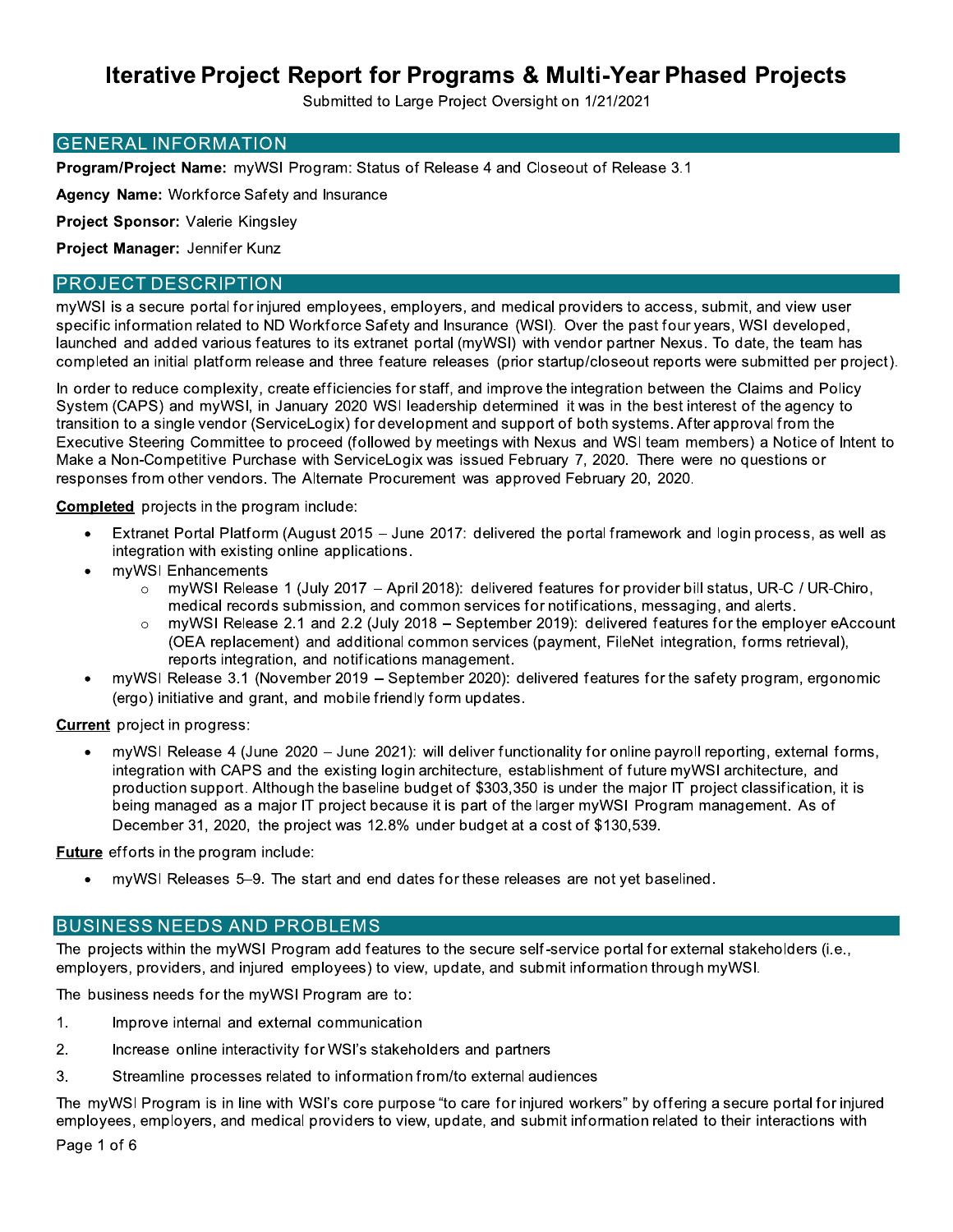# Iterative Project Report for Programs & Multi-Year Phased Projects

Submitted to Large Project Oversight on 1/21/2021

## GENERAL INFORMATION

**Program/Project Name:** myWSI Program: Status of Release 4 and Closeout of Release 3.1

**Agency Name:** Workforce Safety and Insurance

**Project Sponsor:** Valerie Kingsley

**Project Manager:** Jennifer Kunz

## PROJECT DESCRIPTION

myWSI is a secure portal for injured employees, employers, and medical providers to access, submit, and view user specific information related to ND Workforce Safety and Insurance (WSI). Over the past four years, WSI developed, launched and added various features to its extranet portal (myWSI) with vendor partner Nexus. To date, the team has completed an initial platform release and three feature releases (prior startup/closeout reports were submitted per project).

In order to reduce complexity, create efficiencies for staff, and improve the integration between the Claims and Policy System (CAPS) and myWSI, in January 2020 WSI leadership determined it was in the best interest of the agency to transition to a single vendor (ServiceLogix) for development and support of both systems. After approval from the Executive Steering Committee to proceed (followed by meetings with Nexus and WSI team members) a Notice of Intent to Make a Non-Competitive Purchase with ServiceLogix was issued February 7, 2020. There were no questions or responses from other vendors. The Alternate Procurement was approved February 20, 2020.

**Completed** projects in the program include:

- Extranet Portal Platform (August 2015 – June 2017: delivered the portal framework and login process, as well as integration with existing online applications.
- myWSI Enhancements
    - myWSI Release 1 (July 2017 – April 2018): delivered features for provider bill status, UR-C / UR-Chiro, medical records submission, and common services for notifications, messaging, and alerts.
    - myWSI Release 2.1 and 2.2 (July 2018 – September 2019): delivered features for the employer eAccount (OEA replacement) and additional common services (payment, FileNet integration, forms retrieval), reports integration, and notifications management.
- myWSI Release 3.1 (November 2019 – September 2020): delivered features for the safety program, ergonomic (ergo) initiative and grant, and mobile friendly form updates.

**Current** project in progress:

- myWSI Release 4 (June 2020 – June 2021): will deliver functionality for online payroll reporting, external forms, integration with CAPS and the existing login architecture, establishment of future myWSI architecture, and production support. Although the baseline budget of $303,350 is under the major IT project classification, it is being managed as a major IT project because it is part of the larger myWSI Program management. As of December 31, 2020, the project was 12.8% under budget at a cost of $130,539.

**Future** efforts in the program include:

- myWSI Releases 5–9. The start and end dates for these releases are not yet baselined.

## BUSINESS NEEDS AND PROBLEMS

The projects within the myWSI Program add features to the secure self-service portal for external stakeholders (i.e., employers, providers, and injured employees) to view, update, and submit information through myWSI.

The business needs for the myWSI Program are to:

1. Improve internal and external communication
2. Increase online interactivity for WSI's stakeholders and partners
3. Streamline processes related to information from/to external audiences

The myWSI Program is in line with WSI's core purpose "to care for injured workers" by offering a secure portal for injured employees, employers, and medical providers to view, update, and submit information related to their interactions with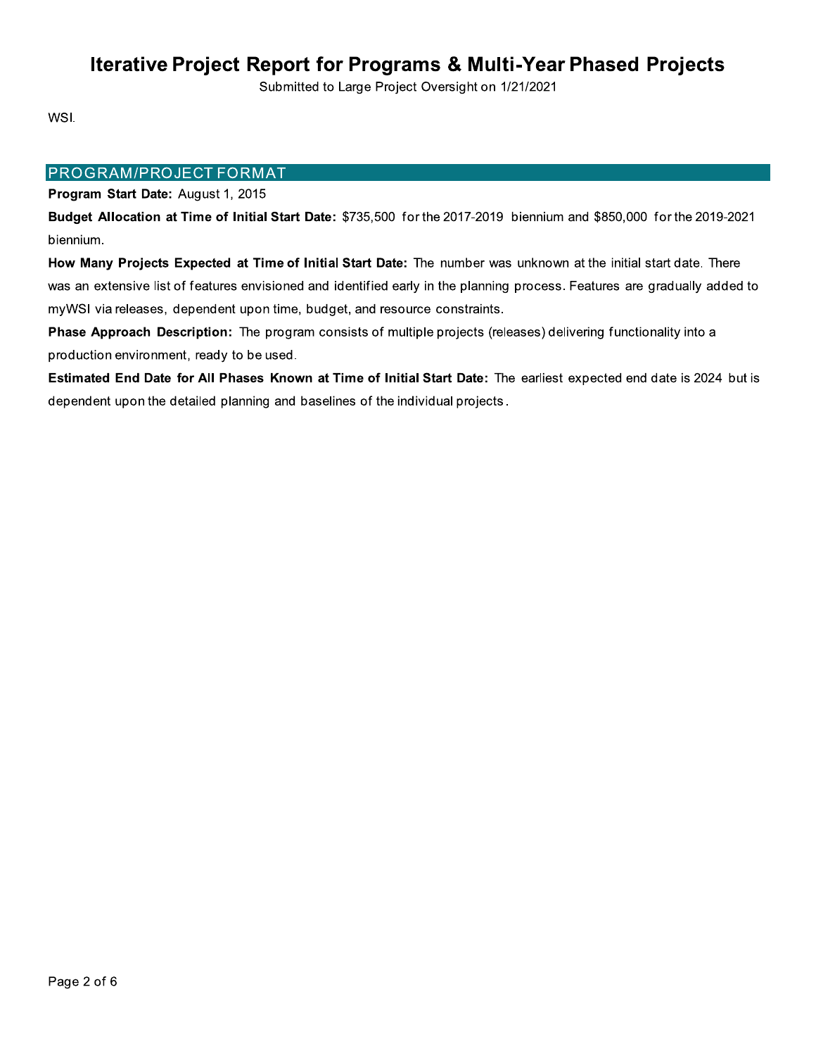WSI.

## PROGRAM/PROJECT FORMAT

**Program Start Date:** August 1, 2015

**Budget Allocation at Time of Initial Start Date:** $735,500 for the 2017-2019 biennium and $850,000 for the 2019-2021 biennium.

**How Many Projects Expected at Time of Initial Start Date:** The number was unknown at the initial start date. There was an extensive list of features envisioned and identified early in the planning process. Features are gradually added to myWSI via releases, dependent upon time, budget, and resource constraints.

**Phase Approach Description:** The program consists of multiple projects (releases) delivering functionality into a production environment, ready to be used.

**Estimated End Date for All Phases Known at Time of Initial Start Date:** The earliest expected end date is 2024 but is dependent upon the detailed planning and baselines of the individual projects.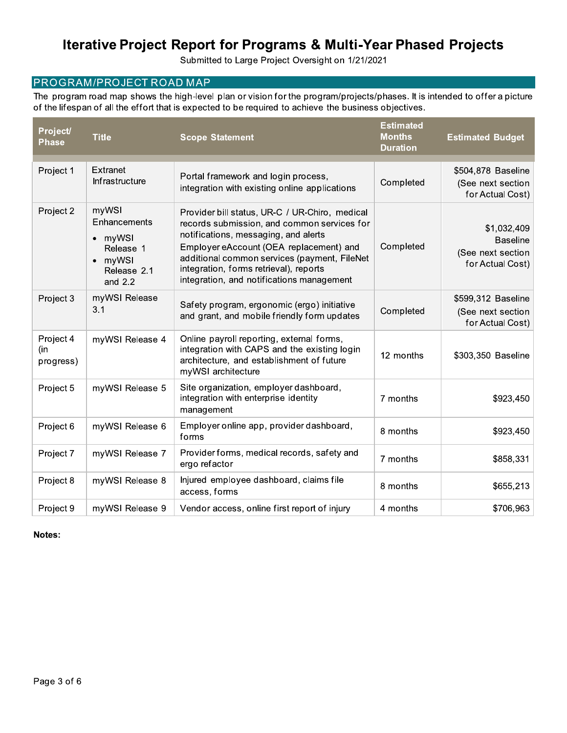# Iterative Project Report for Programs & Multi-Year Phased Projects

Submitted to Large Project Oversight on 1/21/2021

## PROGRAM/PROJECT ROAD MAP

The program road map shows the high-level plan or vision for the program/projects/phases. It is intended to offer a picture of the lifespan of all the effort that is expected to be required to achieve the business objectives.

| Project/ Phase | Title | Scope Statement | Estimated Months Duration | Estimated Budget |
|---|---|---|---|---|
| Project 1 | Extranet Infrastructure | Portal framework and login process, integration with existing online applications | Completed | $504,878 Baseline (See next section for Actual Cost) |
| Project 2 | myWSI Enhancements<br>• myWSI Release 1<br>• myWSI Release 2.1 and 2.2 | Provider bill status, UR-C / UR-Chiro, medical records submission, and common services for notifications, messaging, and alerts<br>Employer eAccount (OEA replacement) and additional common services (payment, FileNet integration, forms retrieval), reports integration, and notifications management | Completed | $1,032,409 Baseline (See next section for Actual Cost) |
| Project 3 | myWSI Release 3.1 | Safety program, ergonomic (ergo) initiative and grant, and mobile friendly form updates | Completed | $599,312 Baseline (See next section for Actual Cost) |
| Project 4 (in progress) | myWSI Release 4 | Online payroll reporting, external forms, integration with CAPS and the existing login architecture, and establishment of future myWSI architecture | 12 months | $303,350 Baseline |
| Project 5 | myWSI Release 5 | Site organization, employer dashboard, integration with enterprise identity management | 7 months | $923,450 |
| Project 6 | myWSI Release 6 | Employer online app, provider dashboard, forms | 8 months | $923,450 |
| Project 7 | myWSI Release 7 | Provider forms, medical records, safety and ergo refactor | 7 months | $858,331 |
| Project 8 | myWSI Release 8 | Injured employee dashboard, claims file access, forms | 8 months | $655,213 |
| Project 9 | myWSI Release 9 | Vendor access, online first report of injury | 4 months | $706,963 |

**Notes:**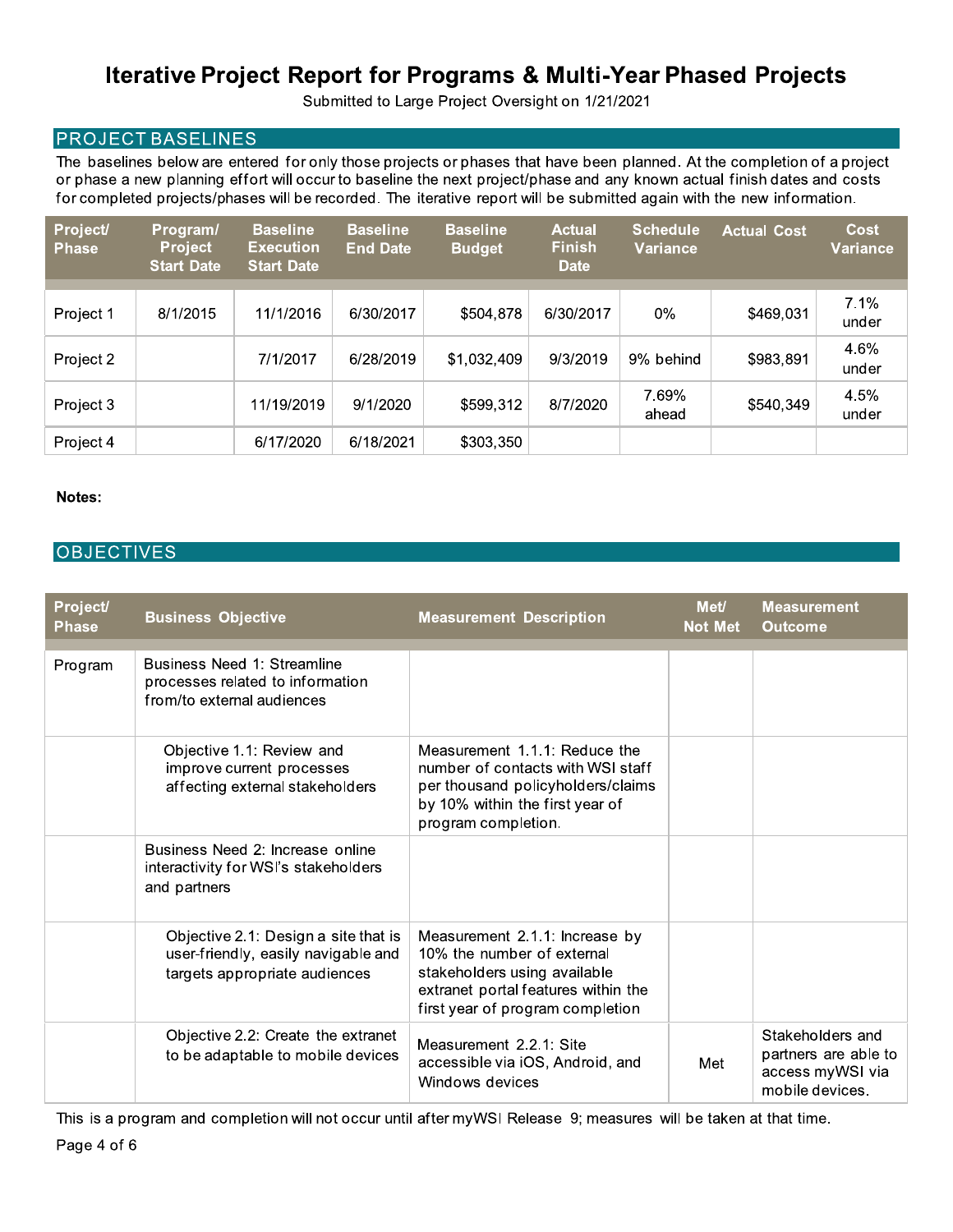# Iterative Project Report for Programs & Multi-Year Phased Projects

Submitted to Large Project Oversight on 1/21/2021

## PROJECT BASELINES

The baselines below are entered for only those projects or phases that have been planned. At the completion of a project or phase a new planning effort will occur to baseline the next project/phase and any known actual finish dates and costs for completed projects/phases will be recorded. The iterative report will be submitted again with the new information.

| Project/ Phase | Program/ Project Start Date | Baseline Execution Start Date | Baseline End Date | Baseline Budget | Actual Finish Date | Schedule Variance | Actual Cost | Cost Variance |
|---|---|---|---|---|---|---|---|---|
| Project 1 | 8/1/2015 | 11/1/2016 | 6/30/2017 | $504,878 | 6/30/2017 | 0% | $469,031 | 7.1% under |
| Project 2 | | 7/1/2017 | 6/28/2019 | $1,032,409 | 9/3/2019 | 9% behind | $983,891 | 4.6% under |
| Project 3 | | 11/19/2019 | 9/1/2020 | $599,312 | 8/7/2020 | 7.69% ahead | $540,349 | 4.5% under |
| Project 4 | | 6/17/2020 | 6/18/2021 | $303,350 | | | | |

**Notes:**

## OBJECTIVES

| Project/ Phase | Business Objective | Measurement Description | Met/ Not Met | Measurement Outcome |
|---|---|---|---|---|
| Program | Business Need 1: Streamline processes related to information from/to external audiences | | | |
| | Objective 1.1: Review and improve current processes affecting external stakeholders | Measurement 1.1.1: Reduce the number of contacts with WSI staff per thousand policyholders/claims by 10% within the first year of program completion. | | |
| | Business Need 2: Increase online interactivity for WSI's stakeholders and partners | | | |
| | Objective 2.1: Design a site that is user-friendly, easily navigable and targets appropriate audiences | Measurement 2.1.1: Increase by 10% the number of external stakeholders using available extranet portal features within the first year of program completion | | |
| | Objective 2.2: Create the extranet to be adaptable to mobile devices | Measurement 2.2.1: Site accessible via iOS, Android, and Windows devices | Met | Stakeholders and partners are able to access myWSI via mobile devices. |

This is a program and completion will not occur until after myWSI Release 9; measures will be taken at that time.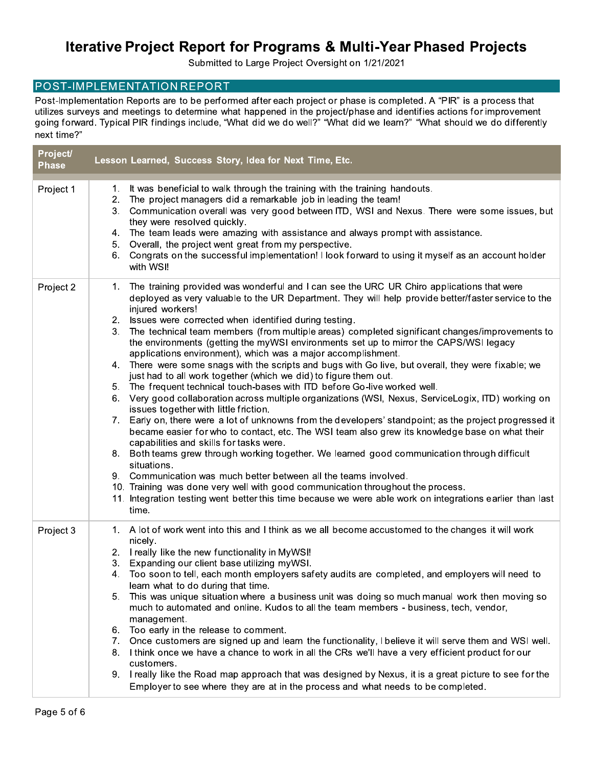# Iterative Project Report for Programs & Multi-Year Phased Projects

Submitted to Large Project Oversight on 1/21/2021

## POST-IMPLEMENTATION REPORT

Post-Implementation Reports are to be performed after each project or phase is completed. A "PIR" is a process that utilizes surveys and meetings to determine what happened in the project/phase and identifies actions for improvement going forward. Typical PIR findings include, "What did we do well?" "What did we learn?" "What should we do differently next time?"

| Project/ Phase | Lesson Learned, Success Story, Idea for Next Time, Etc. |
|---|---|
| Project 1 | 1. It was beneficial to walk through the training with the training handouts.<br>2. The project managers did a remarkable job in leading the team!<br>3. Communication overall was very good between ITD, WSI and Nexus. There were some issues, but they were resolved quickly.<br>4. The team leads were amazing with assistance and always prompt with assistance.<br>5. Overall, the project went great from my perspective.<br>6. Congrats on the successful implementation! I look forward to using it myself as an account holder with WSI! |
| Project 2 | 1. The training provided was wonderful and I can see the URC UR Chiro applications that were deployed as very valuable to the UR Department. They will help provide better/faster service to the injured workers!<br>2. Issues were corrected when identified during testing.<br>3. The technical team members (from multiple areas) completed significant changes/improvements to the environments (getting the myWSI environments set up to mirror the CAPS/WSI legacy applications environment), which was a major accomplishment.<br>4. There were some snags with the scripts and bugs with Go live, but overall, they were fixable; we just had to all work together (which we did) to figure them out.<br>5. The frequent technical touch-bases with ITD before Go-live worked well.<br>6. Very good collaboration across multiple organizations (WSI, Nexus, ServiceLogix, ITD) working on issues together with little friction.<br>7. Early on, there were a lot of unknowns from the developers' standpoint; as the project progressed it became easier for who to contact, etc. The WSI team also grew its knowledge base on what their capabilities and skills for tasks were.<br>8. Both teams grew through working together. We learned good communication through difficult situations.<br>9. Communication was much better between all the teams involved.<br>10. Training was done very well with good communication throughout the process.<br>11. Integration testing went better this time because we were able work on integrations earlier than last time. |
| Project 3 | 1. A lot of work went into this and I think as we all become accustomed to the changes it will work nicely.<br>2. I really like the new functionality in MyWSI!<br>3. Expanding our client base utilizing myWSI.<br>4. Too soon to tell, each month employers safety audits are completed, and employers will need to learn what to do during that time.<br>5. This was unique situation where a business unit was doing so much manual work then moving so much to automated and online. Kudos to all the team members - business, tech, vendor, management.<br>6. Too early in the release to comment.<br>7. Once customers are signed up and learn the functionality, I believe it will serve them and WSI well.<br>8. I think once we have a chance to work in all the CRs we'll have a very efficient product for our customers.<br>9. I really like the Road map approach that was designed by Nexus, it is a great picture to see for the Employer to see where they are at in the process and what needs to be completed. |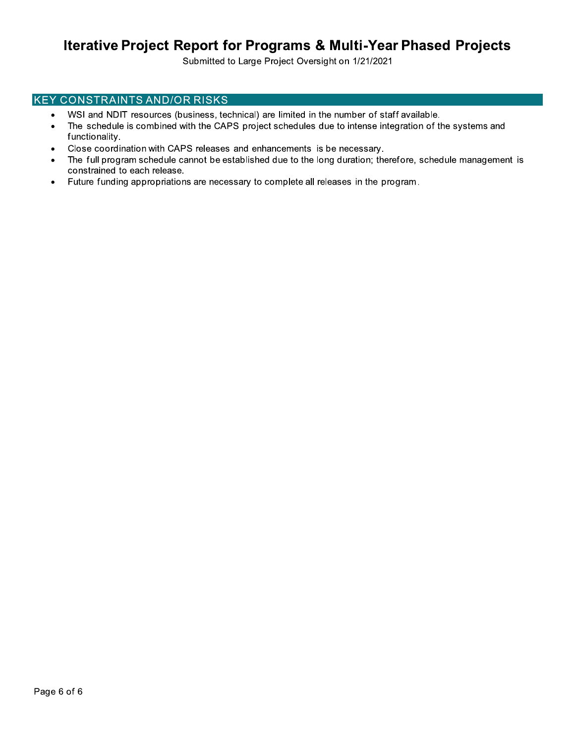## KEY CONSTRAINTS AND/OR RISKS

- WSI and NDIT resources (business, technical) are limited in the number of staff available.
- The schedule is combined with the CAPS project schedules due to intense integration of the systems and functionality.
- Close coordination with CAPS releases and enhancements is be necessary.
- The full program schedule cannot be established due to the long duration; therefore, schedule management is constrained to each release.
- Future funding appropriations are necessary to complete all releases in the program.